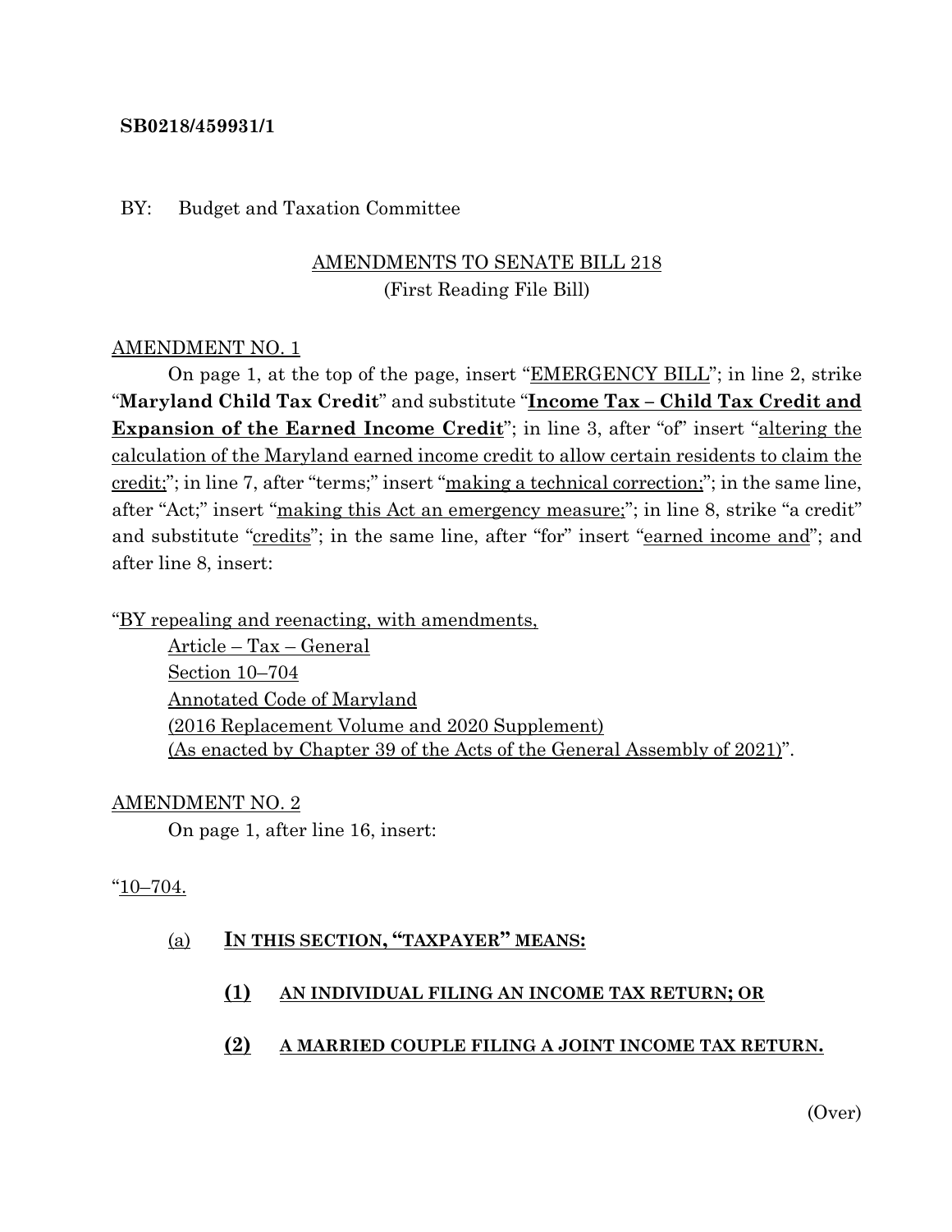**SB0218/459931/1**

BY: Budget and Taxation Committee

AMENDMENTS TO SENATE BILL 218
(First Reading File Bill)

AMENDMENT NO. 1

On page 1, at the top of the page, insert "EMERGENCY BILL"; in line 2, strike "**Maryland Child Tax Credit**" and substitute "**Income Tax – Child Tax Credit and Expansion of the Earned Income Credit**"; in line 3, after "of" insert "altering the calculation of the Maryland earned income credit to allow certain residents to claim the credit;"; in line 7, after "terms;" insert "making a technical correction;"; in the same line, after "Act;" insert "making this Act an emergency measure;"; in line 8, strike "a credit" and substitute "credits"; in the same line, after "for" insert "earned income and"; and after line 8, insert:

"BY repealing and reenacting, with amendments,
Article – Tax – General
Section 10–704
Annotated Code of Maryland
(2016 Replacement Volume and 2020 Supplement)
(As enacted by Chapter 39 of the Acts of the General Assembly of 2021)".

AMENDMENT NO. 2

On page 1, after line 16, insert:

"10–704.

(a) **IN THIS SECTION, "TAXPAYER" MEANS:**

**(1) AN INDIVIDUAL FILING AN INCOME TAX RETURN; OR**

**(2) A MARRIED COUPLE FILING A JOINT INCOME TAX RETURN.**

(Over)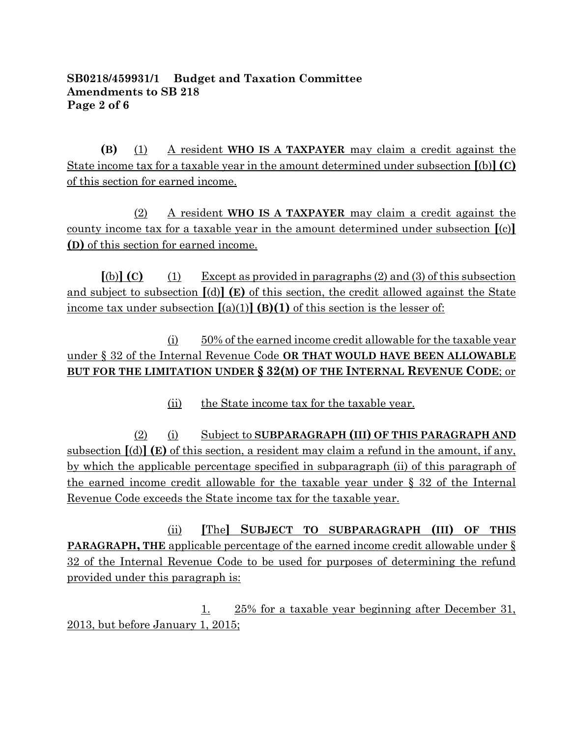**(B)** (1) A resident **WHO IS A TAXPAYER** may claim a credit against the State income tax for a taxable year in the amount determined under subsection **[**(b)**] (C)** of this section for earned income.

(2) A resident **WHO IS A TAXPAYER** may claim a credit against the county income tax for a taxable year in the amount determined under subsection **[**(c)**] (D)** of this section for earned income.

**[**(b)**] (C)** (1) Except as provided in paragraphs (2) and (3) of this subsection and subject to subsection **[**(d)**] (E)** of this section, the credit allowed against the State income tax under subsection **[**(a)(1)**] (B)(1)** of this section is the lesser of:

(i) 50% of the earned income credit allowable for the taxable year under § 32 of the Internal Revenue Code **OR THAT WOULD HAVE BEEN ALLOWABLE BUT FOR THE LIMITATION UNDER § 32(M) OF THE INTERNAL REVENUE CODE**; or

(ii) the State income tax for the taxable year.

(2) (i) Subject to **SUBPARAGRAPH (III) OF THIS PARAGRAPH AND** subsection **[**(d)**] (E)** of this section, a resident may claim a refund in the amount, if any, by which the applicable percentage specified in subparagraph (ii) of this paragraph of the earned income credit allowable for the taxable year under § 32 of the Internal Revenue Code exceeds the State income tax for the taxable year.

(ii) **[**The**] SUBJECT TO SUBPARAGRAPH (III) OF THIS PARAGRAPH, THE** applicable percentage of the earned income credit allowable under § 32 of the Internal Revenue Code to be used for purposes of determining the refund provided under this paragraph is:

1. 25% for a taxable year beginning after December 31, 2013, but before January 1, 2015;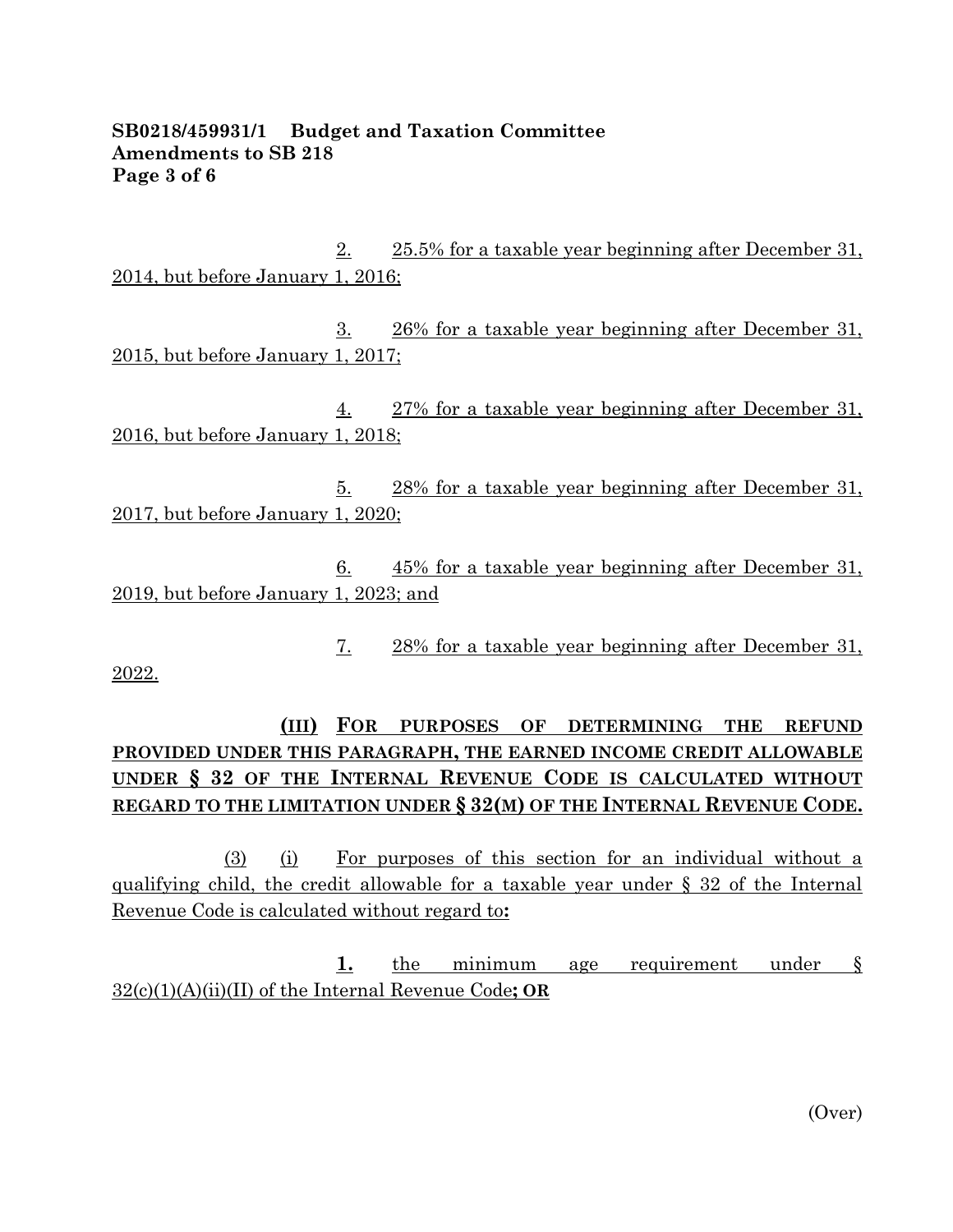**SB0218/459931/1 Budget and Taxation Committee**
**Amendments to SB 218**

2. 25.5% for a taxable year beginning after December 31, 2014, but before January 1, 2016;

3. 26% for a taxable year beginning after December 31, 2015, but before January 1, 2017;

4. 27% for a taxable year beginning after December 31, 2016, but before January 1, 2018;

5. 28% for a taxable year beginning after December 31, 2017, but before January 1, 2020;

6. 45% for a taxable year beginning after December 31, 2019, but before January 1, 2023; and

7. 28% for a taxable year beginning after December 31, 2022.

**(III) FOR PURPOSES OF DETERMINING THE REFUND PROVIDED UNDER THIS PARAGRAPH, THE EARNED INCOME CREDIT ALLOWABLE UNDER § 32 OF THE INTERNAL REVENUE CODE IS CALCULATED WITHOUT REGARD TO THE LIMITATION UNDER § 32(M) OF THE INTERNAL REVENUE CODE.**

(3) (i) For purposes of this section for an individual without a qualifying child, the credit allowable for a taxable year under § 32 of the Internal Revenue Code is calculated without regard to**:**

**1.** the minimum age requirement under § 32(c)(1)(A)(ii)(II) of the Internal Revenue Code**; OR**

(Over)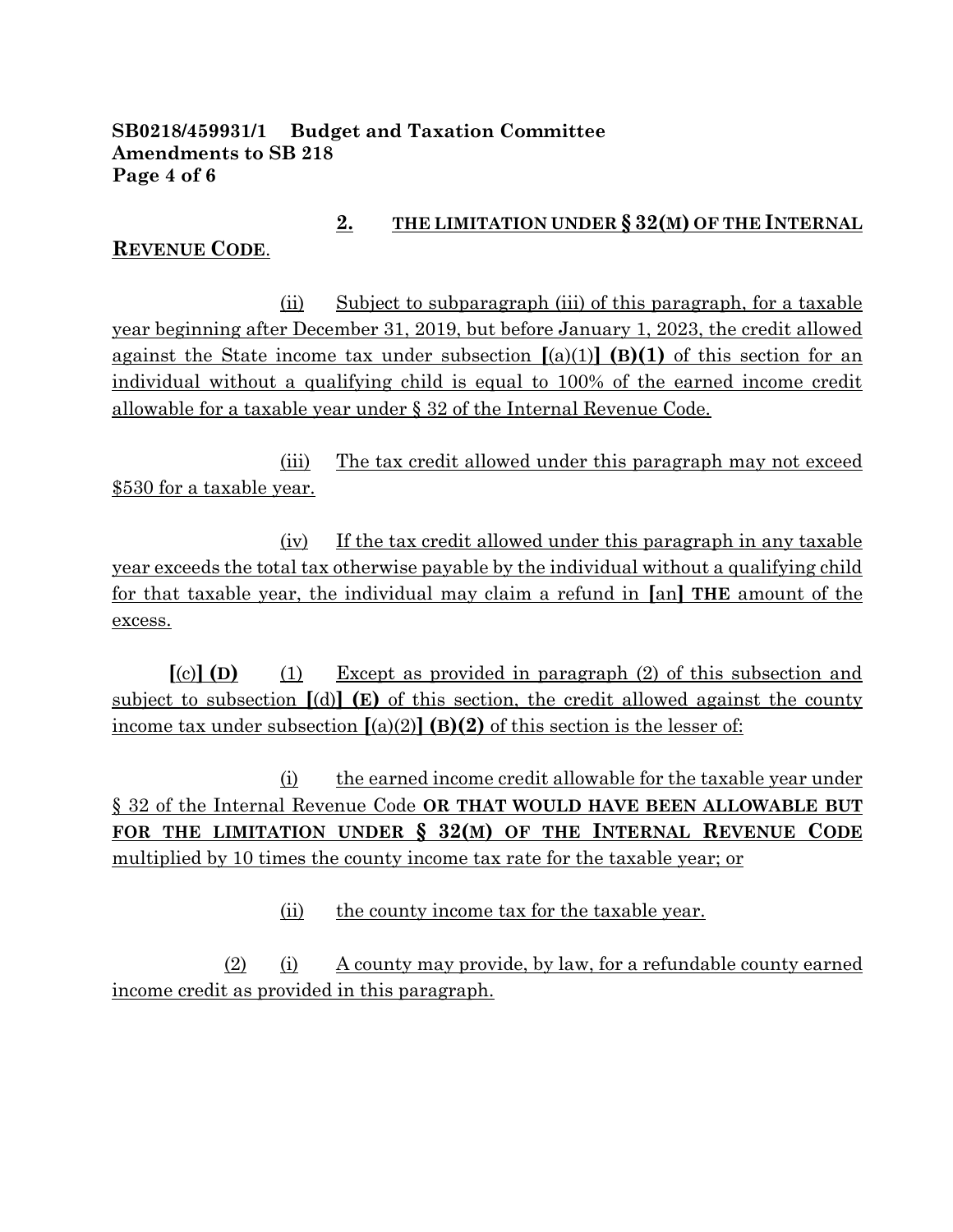**SB0218/459931/1 Budget and Taxation Committee**
**Amendments to SB 218**

**2.** **THE LIMITATION UNDER § 32(M) OF THE INTERNAL REVENUE CODE**.

(ii) Subject to subparagraph (iii) of this paragraph, for a taxable year beginning after December 31, 2019, but before January 1, 2023, the credit allowed against the State income tax under subsection **[**(a)(1)**]** **(B)(1)** of this section for an individual without a qualifying child is equal to 100% of the earned income credit allowable for a taxable year under § 32 of the Internal Revenue Code.

(iii) The tax credit allowed under this paragraph may not exceed $530 for a taxable year.

(iv) If the tax credit allowed under this paragraph in any taxable year exceeds the total tax otherwise payable by the individual without a qualifying child for that taxable year, the individual may claim a refund in **[**an**]** **THE** amount of the excess.

**[**(c)**]** **(D)** (1) Except as provided in paragraph (2) of this subsection and subject to subsection **[**(d)**]** **(E)** of this section, the credit allowed against the county income tax under subsection **[**(a)(2)**]** **(B)(2)** of this section is the lesser of:

(i) the earned income credit allowable for the taxable year under § 32 of the Internal Revenue Code **OR THAT WOULD HAVE BEEN ALLOWABLE BUT FOR THE LIMITATION UNDER § 32(M) OF THE INTERNAL REVENUE CODE** multiplied by 10 times the county income tax rate for the taxable year; or

(ii) the county income tax for the taxable year.

(2) (i) A county may provide, by law, for a refundable county earned income credit as provided in this paragraph.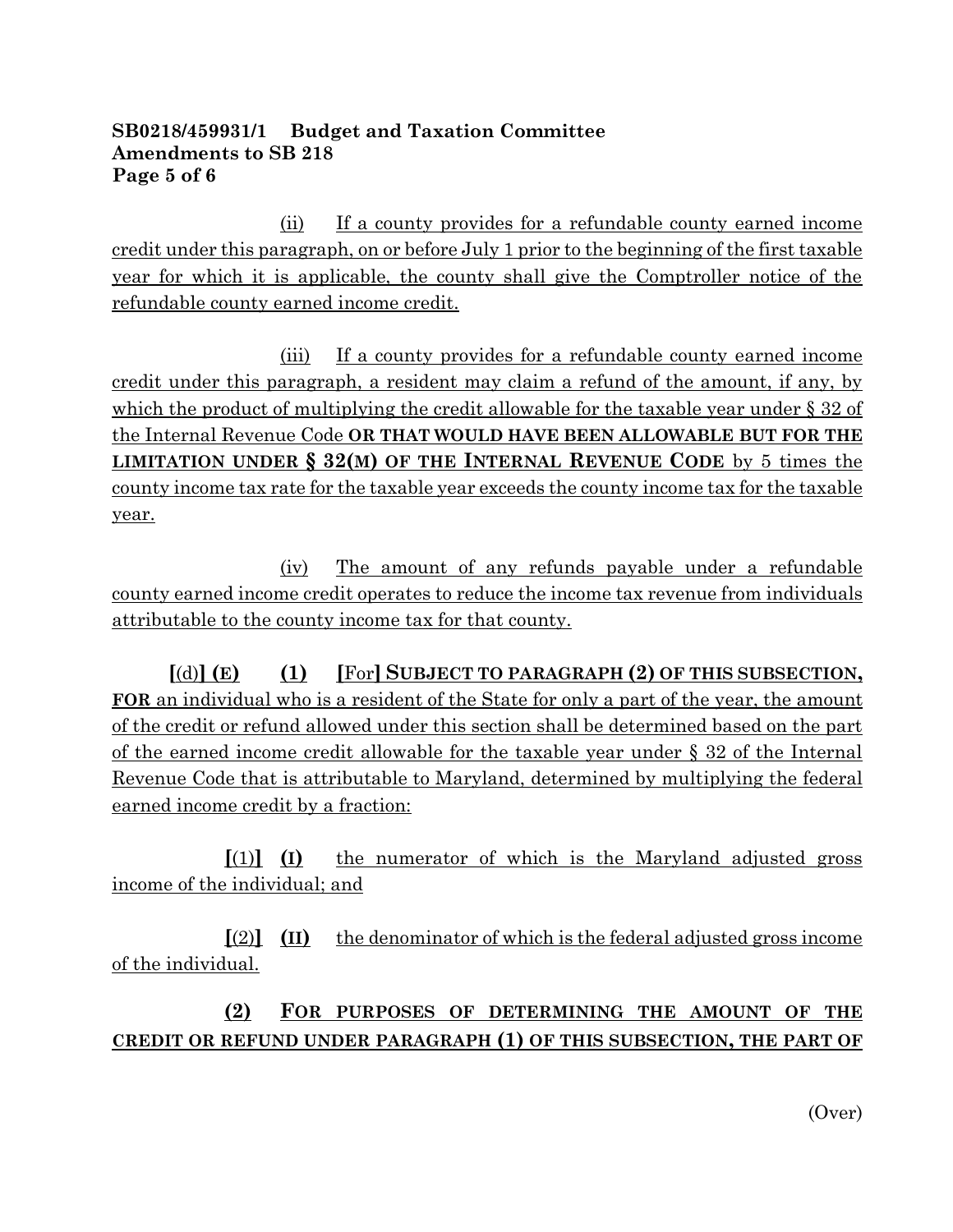**SB0218/459931/1 Budget and Taxation Committee**
**Amendments to SB 218**

(ii) If a county provides for a refundable county earned income credit under this paragraph, on or before July 1 prior to the beginning of the first taxable year for which it is applicable, the county shall give the Comptroller notice of the refundable county earned income credit.

(iii) If a county provides for a refundable county earned income credit under this paragraph, a resident may claim a refund of the amount, if any, by which the product of multiplying the credit allowable for the taxable year under § 32 of the Internal Revenue Code **OR THAT WOULD HAVE BEEN ALLOWABLE BUT FOR THE LIMITATION UNDER § 32(M) OF THE INTERNAL REVENUE CODE** by 5 times the county income tax rate for the taxable year exceeds the county income tax for the taxable year.

(iv) The amount of any refunds payable under a refundable county earned income credit operates to reduce the income tax revenue from individuals attributable to the county income tax for that county.

**[**(d)**] (E) (1) [**For**] SUBJECT TO PARAGRAPH (2) OF THIS SUBSECTION, FOR** an individual who is a resident of the State for only a part of the year, the amount of the credit or refund allowed under this section shall be determined based on the part of the earned income credit allowable for the taxable year under § 32 of the Internal Revenue Code that is attributable to Maryland, determined by multiplying the federal earned income credit by a fraction:

**[**(1)**] (I)** the numerator of which is the Maryland adjusted gross income of the individual; and

**[**(2)**] (II)** the denominator of which is the federal adjusted gross income of the individual.

**(2) FOR PURPOSES OF DETERMINING THE AMOUNT OF THE CREDIT OR REFUND UNDER PARAGRAPH (1) OF THIS SUBSECTION, THE PART OF**

(Over)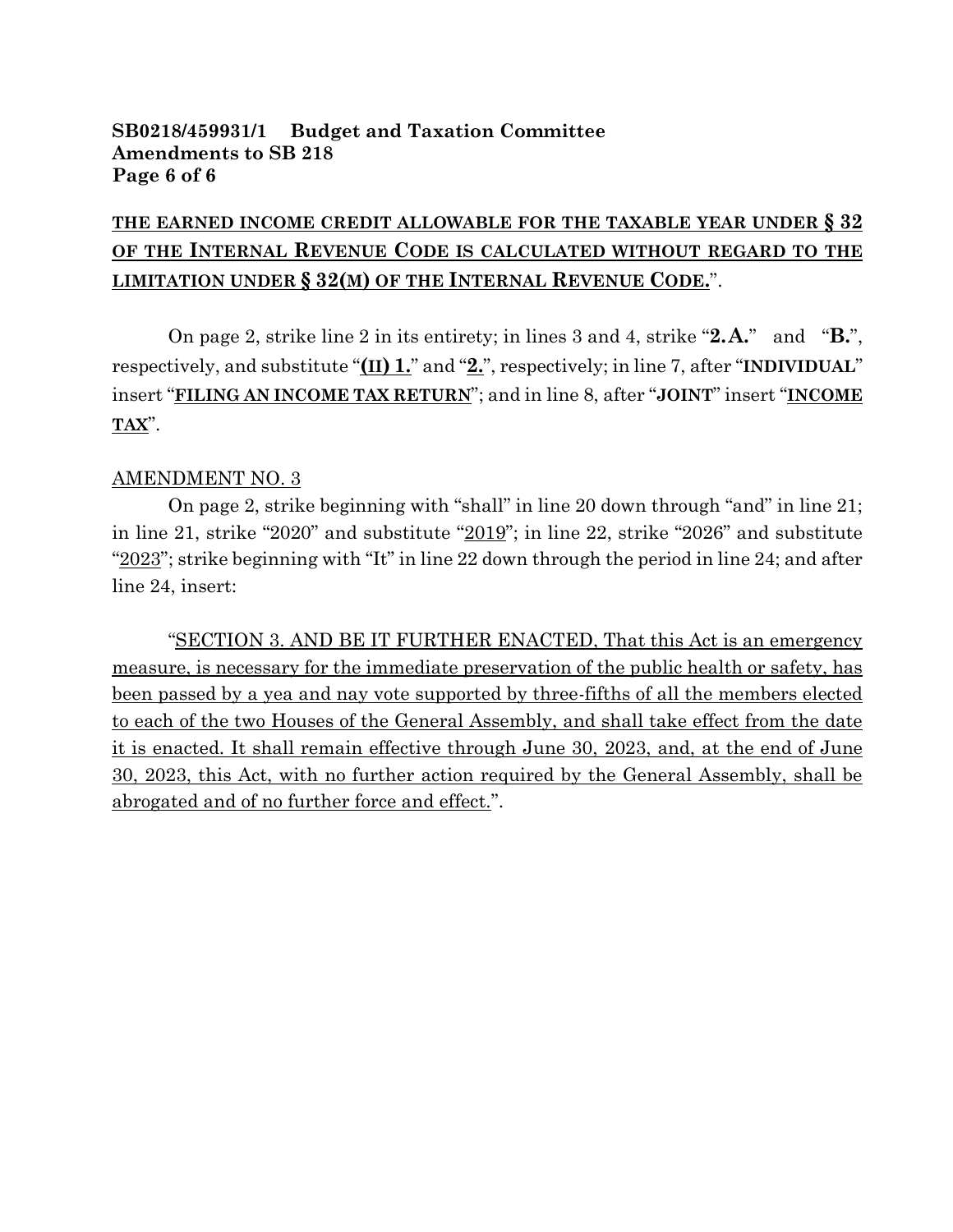**SB0218/459931/1 Budget and Taxation Committee**
**Amendments to SB 218**
**Page 6 of 6**

**THE EARNED INCOME CREDIT ALLOWABLE FOR THE TAXABLE YEAR UNDER § 32 OF THE INTERNAL REVENUE CODE IS CALCULATED WITHOUT REGARD TO THE LIMITATION UNDER § 32(M) OF THE INTERNAL REVENUE CODE.**".

On page 2, strike line 2 in its entirety; in lines 3 and 4, strike "**2. A.**" and "**B.**", respectively, and substitute "**(II) 1.**" and "**2.**", respectively; in line 7, after "**INDIVIDUAL**" insert "**FILING AN INCOME TAX RETURN**"; and in line 8, after "**JOINT**" insert "**INCOME TAX**".

AMENDMENT NO. 3

On page 2, strike beginning with "shall" in line 20 down through "and" in line 21; in line 21, strike "2020" and substitute "2019"; in line 22, strike "2026" and substitute "2023"; strike beginning with "It" in line 22 down through the period in line 24; and after line 24, insert:

"SECTION 3. AND BE IT FURTHER ENACTED, That this Act is an emergency measure, is necessary for the immediate preservation of the public health or safety, has been passed by a yea and nay vote supported by three-fifths of all the members elected to each of the two Houses of the General Assembly, and shall take effect from the date it is enacted. It shall remain effective through June 30, 2023, and, at the end of June 30, 2023, this Act, with no further action required by the General Assembly, shall be abrogated and of no further force and effect.".